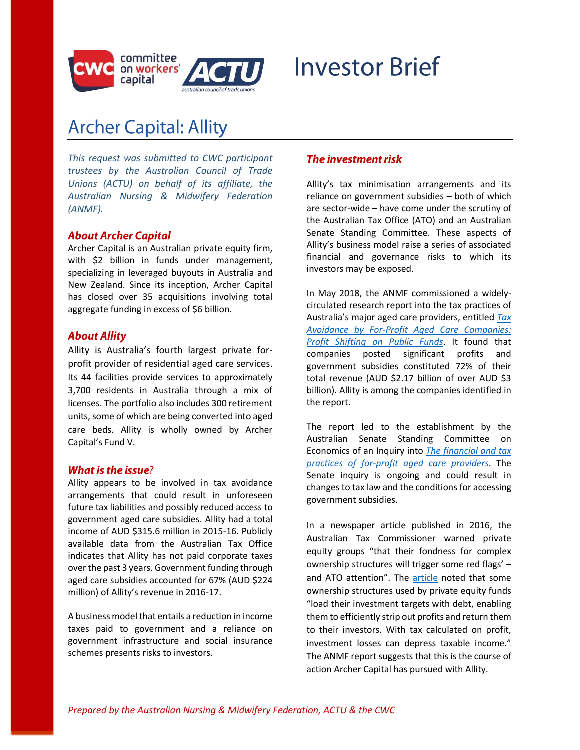# Investor Brief

## Archer Capital: Allity

*This request was submitted to CWC participant trustees by the Australian Council of Trade Unions (ACTU) on behalf of its affiliate, the Australian Nursing & Midwifery Federation (ANMF).*

### About Archer Capital

Archer Capital is an Australian private equity firm, with $2 billion in funds under management, specializing in leveraged buyouts in Australia and New Zealand. Since its inception, Archer Capital has closed over 35 acquisitions involving total aggregate funding in excess of $6 billion.

### About Allity

Allity is Australia's fourth largest private for-profit provider of residential aged care services. Its 44 facilities provide services to approximately 3,700 residents in Australia through a mix of licenses. The portfolio also includes 300 retirement units, some of which are being converted into aged care beds. Allity is wholly owned by Archer Capital's Fund V.

### What is the issue?

Allity appears to be involved in tax avoidance arrangements that could result in unforeseen future tax liabilities and possibly reduced access to government aged care subsidies. Allity had a total income of AUD $315.6 million in 2015-16. Publicly available data from the Australian Tax Office indicates that Allity has not paid corporate taxes over the past 3 years. Government funding through aged care subsidies accounted for 67% (AUD $224 million) of Allity's revenue in 2016-17.

A business model that entails a reduction in income taxes paid to government and a reliance on government infrastructure and social insurance schemes presents risks to investors.

### The investment risk

Allity's tax minimisation arrangements and its reliance on government subsidies – both of which are sector-wide – have come under the scrutiny of the Australian Tax Office (ATO) and an Australian Senate Standing Committee. These aspects of Allity's business model raise a series of associated financial and governance risks to which its investors may be exposed.

In May 2018, the ANMF commissioned a widely-circulated research report into the tax practices of Australia's major aged care providers, entitled *Tax Avoidance by For-Profit Aged Care Companies: Profit Shifting on Public Funds*. It found that companies posted significant profits and government subsidies constituted 72% of their total revenue (AUD $2.17 billion of over AUD $3 billion). Allity is among the companies identified in the report.

The report led to the establishment by the Australian Senate Standing Committee on Economics of an Inquiry into *The financial and tax practices of for-profit aged care providers*. The Senate inquiry is ongoing and could result in changes to tax law and the conditions for accessing government subsidies.

In a newspaper article published in 2016, the Australian Tax Commissioner warned private equity groups "that their fondness for complex ownership structures will trigger some red flags' – and ATO attention". The article noted that some ownership structures used by private equity funds "load their investment targets with debt, enabling them to efficiently strip out profits and return them to their investors. With tax calculated on profit, investment losses can depress taxable income." The ANMF report suggests that this is the course of action Archer Capital has pursued with Allity.

*Prepared by the Australian Nursing & Midwifery Federation, ACTU & the CWC*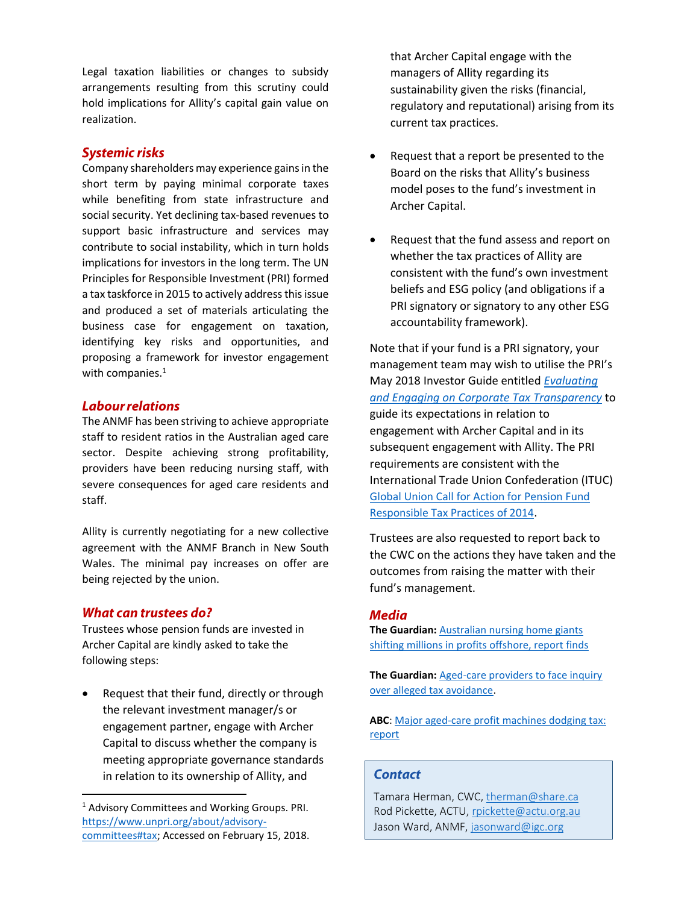Legal taxation liabilities or changes to subsidy arrangements resulting from this scrutiny could hold implications for Allity's capital gain value on realization.

## *Systemic risks*

Company shareholders may experience gains in the short term by paying minimal corporate taxes while benefiting from state infrastructure and social security. Yet declining tax-based revenues to support basic infrastructure and services may contribute to social instability, which in turn holds implications for investors in the long term. The UN Principles for Responsible Investment (PRI) formed a tax taskforce in 2015 to actively address this issue and produced a set of materials articulating the business case for engagement on taxation, identifying key risks and opportunities, and proposing a framework for investor engagement with companies.[1]

## *Labour relations*

The ANMF has been striving to achieve appropriate staff to resident ratios in the Australian aged care sector. Despite achieving strong profitability, providers have been reducing nursing staff, with severe consequences for aged care residents and staff.

Allity is currently negotiating for a new collective agreement with the ANMF Branch in New South Wales. The minimal pay increases on offer are being rejected by the union.

## *What can trustees do?*

Trustees whose pension funds are invested in Archer Capital are kindly asked to take the following steps:

- Request that their fund, directly or through the relevant investment manager/s or engagement partner, engage with Archer Capital to discuss whether the company is meeting appropriate governance standards in relation to its ownership of Allity, and that Archer Capital engage with the managers of Allity regarding its sustainability given the risks (financial, regulatory and reputational) arising from its current tax practices.

- Request that a report be presented to the Board on the risks that Allity's business model poses to the fund's investment in Archer Capital.

- Request that the fund assess and report on whether the tax practices of Allity are consistent with the fund's own investment beliefs and ESG policy (and obligations if a PRI signatory or signatory to any other ESG accountability framework).

Note that if your fund is a PRI signatory, your management team may wish to utilise the PRI's May 2018 Investor Guide entitled *Evaluating and Engaging on Corporate Tax Transparency* to guide its expectations in relation to engagement with Archer Capital and in its subsequent engagement with Allity. The PRI requirements are consistent with the International Trade Union Confederation (ITUC) Global Union Call for Action for Pension Fund Responsible Tax Practices of 2014.

Trustees are also requested to report back to the CWC on the actions they have taken and the outcomes from raising the matter with their fund's management.

## *Media*

**The Guardian:** Australian nursing home giants shifting millions in profits offshore, report finds

**The Guardian:** Aged-care providers to face inquiry over alleged tax avoidance.

**ABC**: Major aged-care profit machines dodging tax: report

## *Contact*

Tamara Herman, CWC, therman@share.ca
Rod Pickette, ACTU, rpickette@actu.org.au
Jason Ward, ANMF, jasonward@igc.org

---

[1] Advisory Committees and Working Groups. PRI. https://www.unpri.org/about/advisory-committees#tax; Accessed on February 15, 2018.